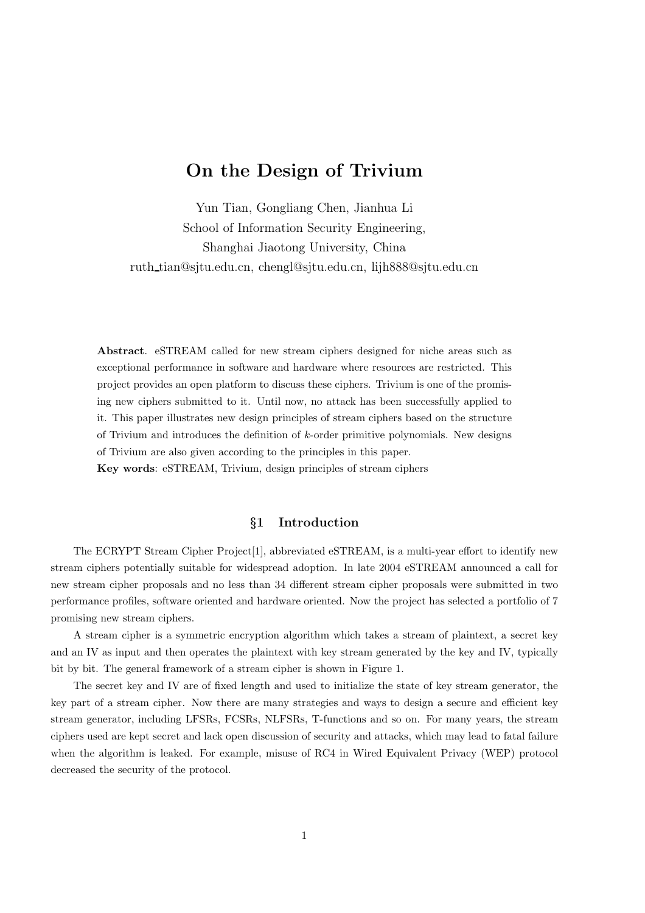# On the Design of Trivium

Yun Tian, Gongliang Chen, Jianhua Li
School of Information Security Engineering,
Shanghai Jiaotong University, China
ruth_tian@sjtu.edu.cn, chengl@sjtu.edu.cn, lijh888@sjtu.edu.cn

**Abstract**. eSTREAM called for new stream ciphers designed for niche areas such as exceptional performance in software and hardware where resources are restricted. This project provides an open platform to discuss these ciphers. Trivium is one of the promising new ciphers submitted to it. Until now, no attack has been successfully applied to it. This paper illustrates new design principles of stream ciphers based on the structure of Trivium and introduces the definition of $k$-order primitive polynomials. New designs of Trivium are also given according to the principles in this paper.

**Key words**: eSTREAM, Trivium, design principles of stream ciphers

## §1 Introduction

The ECRYPT Stream Cipher Project[1], abbreviated eSTREAM, is a multi-year effort to identify new stream ciphers potentially suitable for widespread adoption. In late 2004 eSTREAM announced a call for new stream cipher proposals and no less than 34 different stream cipher proposals were submitted in two performance profiles, software oriented and hardware oriented. Now the project has selected a portfolio of 7 promising new stream ciphers.

A stream cipher is a symmetric encryption algorithm which takes a stream of plaintext, a secret key and an IV as input and then operates the plaintext with key stream generated by the key and IV, typically bit by bit. The general framework of a stream cipher is shown in Figure 1.

The secret key and IV are of fixed length and used to initialize the state of key stream generator, the key part of a stream cipher. Now there are many strategies and ways to design a secure and efficient key stream generator, including LFSRs, FCSRs, NLFSRs, T-functions and so on. For many years, the stream ciphers used are kept secret and lack open discussion of security and attacks, which may lead to fatal failure when the algorithm is leaked. For example, misuse of RC4 in Wired Equivalent Privacy (WEP) protocol decreased the security of the protocol.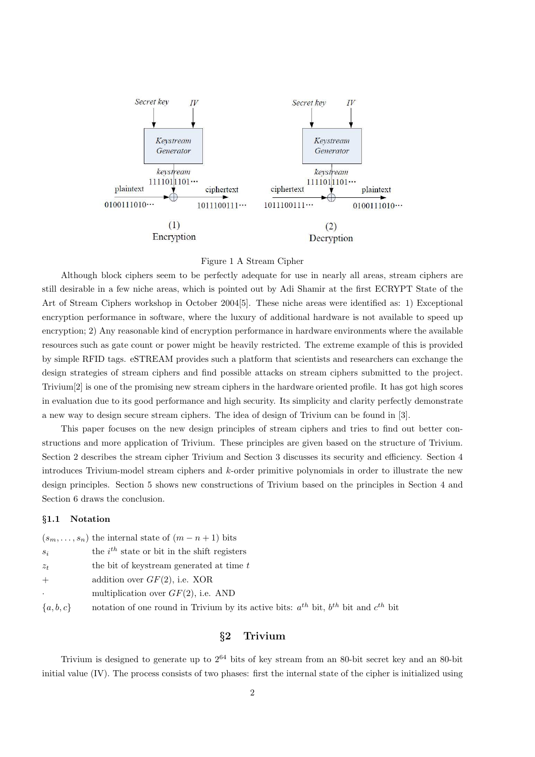Figure 1 A Stream Cipher

Although block ciphers seem to be perfectly adequate for use in nearly all areas, stream ciphers are still desirable in a few niche areas, which is pointed out by Adi Shamir at the first ECRYPT State of the Art of Stream Ciphers workshop in October 2004[5]. These niche areas were identified as: 1) Exceptional encryption performance in software, where the luxury of additional hardware is not available to speed up encryption; 2) Any reasonable kind of encryption performance in hardware environments where the available resources such as gate count or power might be heavily restricted. The extreme example of this is provided by simple RFID tags. eSTREAM provides such a platform that scientists and researchers can exchange the design strategies of stream ciphers and find possible attacks on stream ciphers submitted to the project. Trivium[2] is one of the promising new stream ciphers in the hardware oriented profile. It has got high scores in evaluation due to its good performance and high security. Its simplicity and clarity perfectly demonstrate a new way to design secure stream ciphers. The idea of design of Trivium can be found in [3].

This paper focuses on the new design principles of stream ciphers and tries to find out better constructions and more application of Trivium. These principles are given based on the structure of Trivium. Section 2 describes the stream cipher Trivium and Section 3 discusses its security and efficiency. Section 4 introduces Trivium-model stream ciphers and $k$-order primitive polynomials in order to illustrate the new design principles. Section 5 shows new constructions of Trivium based on the principles in Section 4 and Section 6 draws the conclusion.

### §1.1 Notation

| | |
|---|---|
| $(s_m, \ldots, s_n)$ | the internal state of $(m - n + 1)$ bits |
| $s_i$ | the $i^{th}$ state or bit in the shift registers |
| $z_t$ | the bit of keystream generated at time $t$ |
| $+$ | addition over $GF(2)$, i.e. XOR |
| $\cdot$ | multiplication over $GF(2)$, i.e. AND |
| $\{a, b, c\}$ | notation of one round in Trivium by its active bits: $a^{th}$ bit, $b^{th}$ bit and $c^{th}$ bit |

## §2 Trivium

Trivium is designed to generate up to $2^{64}$ bits of key stream from an 80-bit secret key and an 80-bit initial value (IV). The process consists of two phases: first the internal state of the cipher is initialized using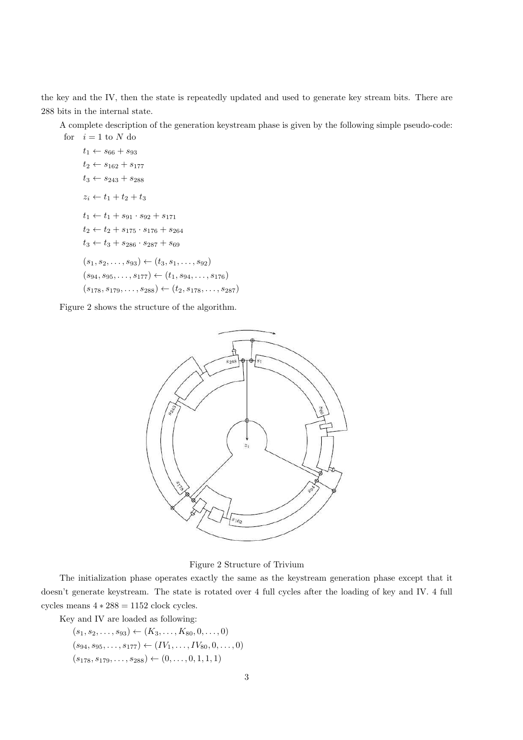the key and the IV, then the state is repeatedly updated and used to generate key stream bits. There are 288 bits in the internal state.

A complete description of the generation keystream phase is given by the following simple pseudo-code:

for $i = 1$ to $N$ do

$t_1 \leftarrow s_{66} + s_{93}$

$t_2 \leftarrow s_{162} + s_{177}$

$t_3 \leftarrow s_{243} + s_{288}$

$z_i \leftarrow t_1 + t_2 + t_3$

$t_1 \leftarrow t_1 + s_{91} \cdot s_{92} + s_{171}$

$t_2 \leftarrow t_2 + s_{175} \cdot s_{176} + s_{264}$

$t_3 \leftarrow t_3 + s_{286} \cdot s_{287} + s_{69}$

$(s_1, s_2, \ldots, s_{93}) \leftarrow (t_3, s_1, \ldots, s_{92})$

$(s_{94}, s_{95}, \ldots, s_{177}) \leftarrow (t_1, s_{94}, \ldots, s_{176})$

$(s_{178}, s_{179}, \ldots, s_{288}) \leftarrow (t_2, s_{178}, \ldots, s_{287})$

Figure 2 shows the structure of the algorithm.

Figure 2 Structure of Trivium

The initialization phase operates exactly the same as the keystream generation phase except that it doesn't generate keystream. The state is rotated over 4 full cycles after the loading of key and IV. 4 full cycles means $4 * 288 = 1152$ clock cycles.

Key and IV are loaded as following:

$(s_1, s_2, \ldots, s_{93}) \leftarrow (K_3, \ldots, K_{80}, 0, \ldots, 0)$

$(s_{94}, s_{95}, \ldots, s_{177}) \leftarrow (IV_1, \ldots, IV_{80}, 0, \ldots, 0)$

$(s_{178}, s_{179}, \ldots, s_{288}) \leftarrow (0, \ldots, 0, 1, 1, 1)$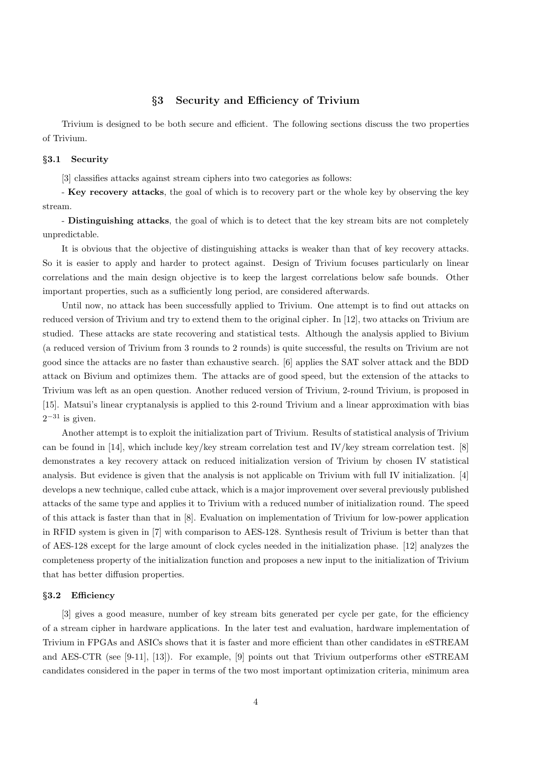## §3 Security and Efficiency of Trivium

Trivium is designed to be both secure and efficient. The following sections discuss the two properties of Trivium.

### §3.1 Security

[3] classifies attacks against stream ciphers into two categories as follows:

- **Key recovery attacks**, the goal of which is to recovery part or the whole key by observing the key stream.

- **Distinguishing attacks**, the goal of which is to detect that the key stream bits are not completely unpredictable.

It is obvious that the objective of distinguishing attacks is weaker than that of key recovery attacks. So it is easier to apply and harder to protect against. Design of Trivium focuses particularly on linear correlations and the main design objective is to keep the largest correlations below safe bounds. Other important properties, such as a sufficiently long period, are considered afterwards.

Until now, no attack has been successfully applied to Trivium. One attempt is to find out attacks on reduced version of Trivium and try to extend them to the original cipher. In [12], two attacks on Trivium are studied. These attacks are state recovering and statistical tests. Although the analysis applied to Bivium (a reduced version of Trivium from 3 rounds to 2 rounds) is quite successful, the results on Trivium are not good since the attacks are no faster than exhaustive search. [6] applies the SAT solver attack and the BDD attack on Bivium and optimizes them. The attacks are of good speed, but the extension of the attacks to Trivium was left as an open question. Another reduced version of Trivium, 2-round Trivium, is proposed in [15]. Matsui's linear cryptanalysis is applied to this 2-round Trivium and a linear approximation with bias $2^{-31}$ is given.

Another attempt is to exploit the initialization part of Trivium. Results of statistical analysis of Trivium can be found in [14], which include key/key stream correlation test and IV/key stream correlation test. [8] demonstrates a key recovery attack on reduced initialization version of Trivium by chosen IV statistical analysis. But evidence is given that the analysis is not applicable on Trivium with full IV initialization. [4] develops a new technique, called cube attack, which is a major improvement over several previously published attacks of the same type and applies it to Trivium with a reduced number of initialization round. The speed of this attack is faster than that in [8]. Evaluation on implementation of Trivium for low-power application in RFID system is given in [7] with comparison to AES-128. Synthesis result of Trivium is better than that of AES-128 except for the large amount of clock cycles needed in the initialization phase. [12] analyzes the completeness property of the initialization function and proposes a new input to the initialization of Trivium that has better diffusion properties.

### §3.2 Efficiency

[3] gives a good measure, number of key stream bits generated per cycle per gate, for the efficiency of a stream cipher in hardware applications. In the later test and evaluation, hardware implementation of Trivium in FPGAs and ASICs shows that it is faster and more efficient than other candidates in eSTREAM and AES-CTR (see [9-11], [13]). For example, [9] points out that Trivium outperforms other eSTREAM candidates considered in the paper in terms of the two most important optimization criteria, minimum area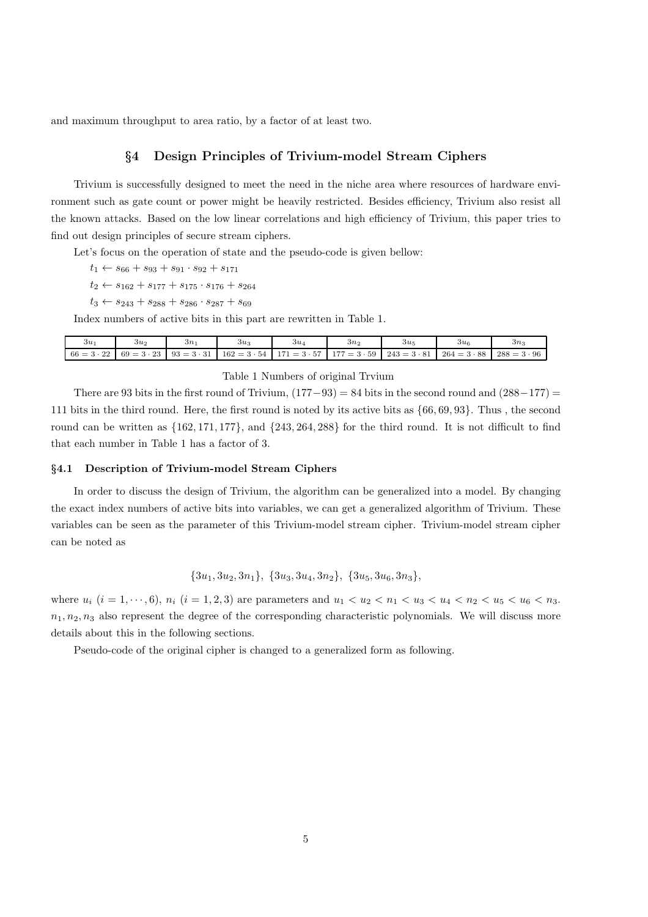and maximum throughput to area ratio, by a factor of at least two.

## §4 Design Principles of Trivium-model Stream Ciphers

Trivium is successfully designed to meet the need in the niche area where resources of hardware environment such as gate count or power might be heavily restricted. Besides efficiency, Trivium also resist all the known attacks. Based on the low linear correlations and high efficiency of Trivium, this paper tries to find out design principles of secure stream ciphers.

Let's focus on the operation of state and the pseudo-code is given bellow:

$t_1 \leftarrow s_{66} + s_{93} + s_{91} \cdot s_{92} + s_{171}$

$t_2 \leftarrow s_{162} + s_{177} + s_{175} \cdot s_{176} + s_{264}$

$t_3 \leftarrow s_{243} + s_{288} + s_{286} \cdot s_{287} + s_{69}$

Index numbers of active bits in this part are rewritten in Table 1.

| $3u_1$ | $3u_2$ | $3n_1$ | $3u_3$ | $3u_4$ | $3n_2$ | $3u_5$ | $3u_6$ | $3n_3$ |
|---|---|---|---|---|---|---|---|---|
| $66 = 3 \cdot 22$ | $69 = 3 \cdot 23$ | $93 = 3 \cdot 31$ | $162 = 3 \cdot 54$ | $171 = 3 \cdot 57$ | $177 = 3 \cdot 59$ | $243 = 3 \cdot 81$ | $264 = 3 \cdot 88$ | $288 = 3 \cdot 96$ |

Table 1 Numbers of original Trvium

There are 93 bits in the first round of Trivium, $(177-93) = 84$ bits in the second round and $(288-177) = 111$ bits in the third round. Here, the first round is noted by its active bits as $\{66, 69, 93\}$. Thus , the second round can be written as $\{162, 171, 177\}$, and $\{243, 264, 288\}$ for the third round. It is not difficult to find that each number in Table 1 has a factor of 3.

### §4.1 Description of Trivium-model Stream Ciphers

In order to discuss the design of Trivium, the algorithm can be generalized into a model. By changing the exact index numbers of active bits into variables, we can get a generalized algorithm of Trivium. These variables can be seen as the parameter of this Trivium-model stream cipher. Trivium-model stream cipher can be noted as

$$\{3u_1, 3u_2, 3n_1\},\ \{3u_3, 3u_4, 3n_2\},\ \{3u_5, 3u_6, 3n_3\},$$

where $u_i$ $(i = 1, \cdots, 6)$, $n_i$ $(i = 1, 2, 3)$ are parameters and $u_1 < u_2 < n_1 < u_3 < u_4 < n_2 < u_5 < u_6 < n_3$. $n_1, n_2, n_3$ also represent the degree of the corresponding characteristic polynomials. We will discuss more details about this in the following sections.

Pseudo-code of the original cipher is changed to a generalized form as following.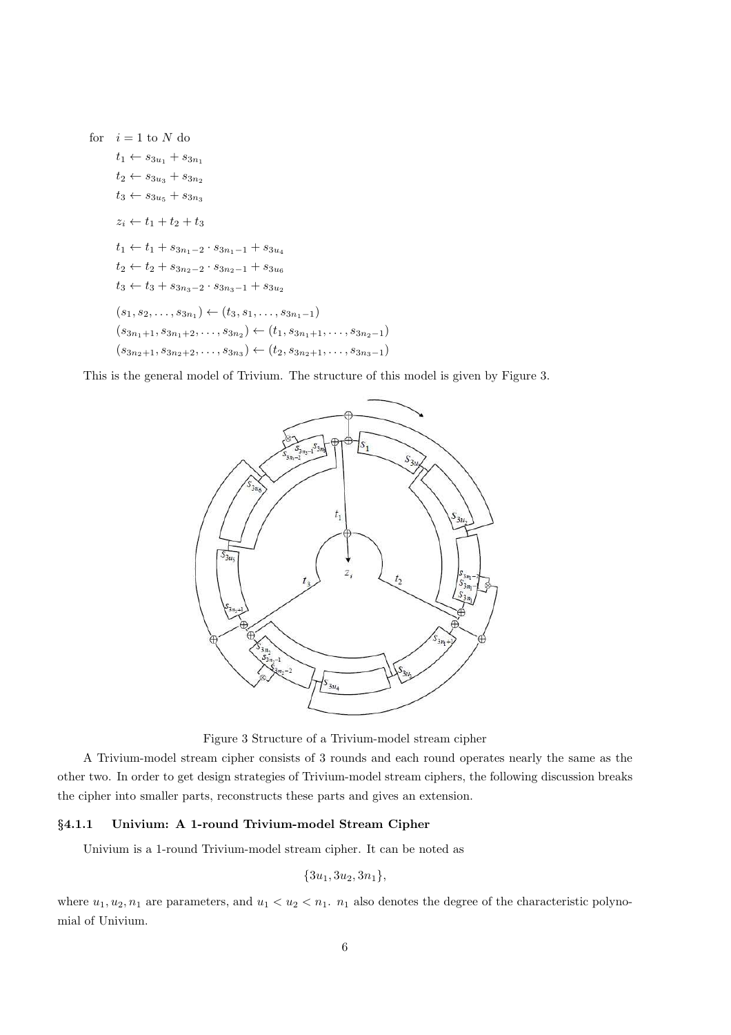for $\quad i = 1$ to $N$ do

$$t_1 \leftarrow s_{3u_1} + s_{3n_1}$$
$$t_2 \leftarrow s_{3u_3} + s_{3n_2}$$
$$t_3 \leftarrow s_{3u_5} + s_{3n_3}$$

$$z_i \leftarrow t_1 + t_2 + t_3$$

$$t_1 \leftarrow t_1 + s_{3n_1-2} \cdot s_{3n_1-1} + s_{3u_4}$$
$$t_2 \leftarrow t_2 + s_{3n_2-2} \cdot s_{3n_2-1} + s_{3u_6}$$
$$t_3 \leftarrow t_3 + s_{3n_3-2} \cdot s_{3n_3-1} + s_{3u_2}$$

$$(s_1, s_2, \ldots, s_{3n_1}) \leftarrow (t_3, s_1, \ldots, s_{3n_1-1})$$
$$(s_{3n_1+1}, s_{3n_1+2}, \ldots, s_{3n_2}) \leftarrow (t_1, s_{3n_1+1}, \ldots, s_{3n_2-1})$$
$$(s_{3n_2+1}, s_{3n_2+2}, \ldots, s_{3n_3}) \leftarrow (t_2, s_{3n_2+1}, \ldots, s_{3n_3-1})$$

This is the general model of Trivium. The structure of this model is given by Figure 3.

Figure 3 Structure of a Trivium-model stream cipher

A Trivium-model stream cipher consists of 3 rounds and each round operates nearly the same as the other two. In order to get design strategies of Trivium-model stream ciphers, the following discussion breaks the cipher into smaller parts, reconstructs these parts and gives an extension.

### §4.1.1 Univium: A 1-round Trivium-model Stream Cipher

Univium is a 1-round Trivium-model stream cipher. It can be noted as

$$\{3u_1, 3u_2, 3n_1\},$$

where $u_1, u_2, n_1$ are parameters, and $u_1 < u_2 < n_1$. $n_1$ also denotes the degree of the characteristic polynomial of Univium.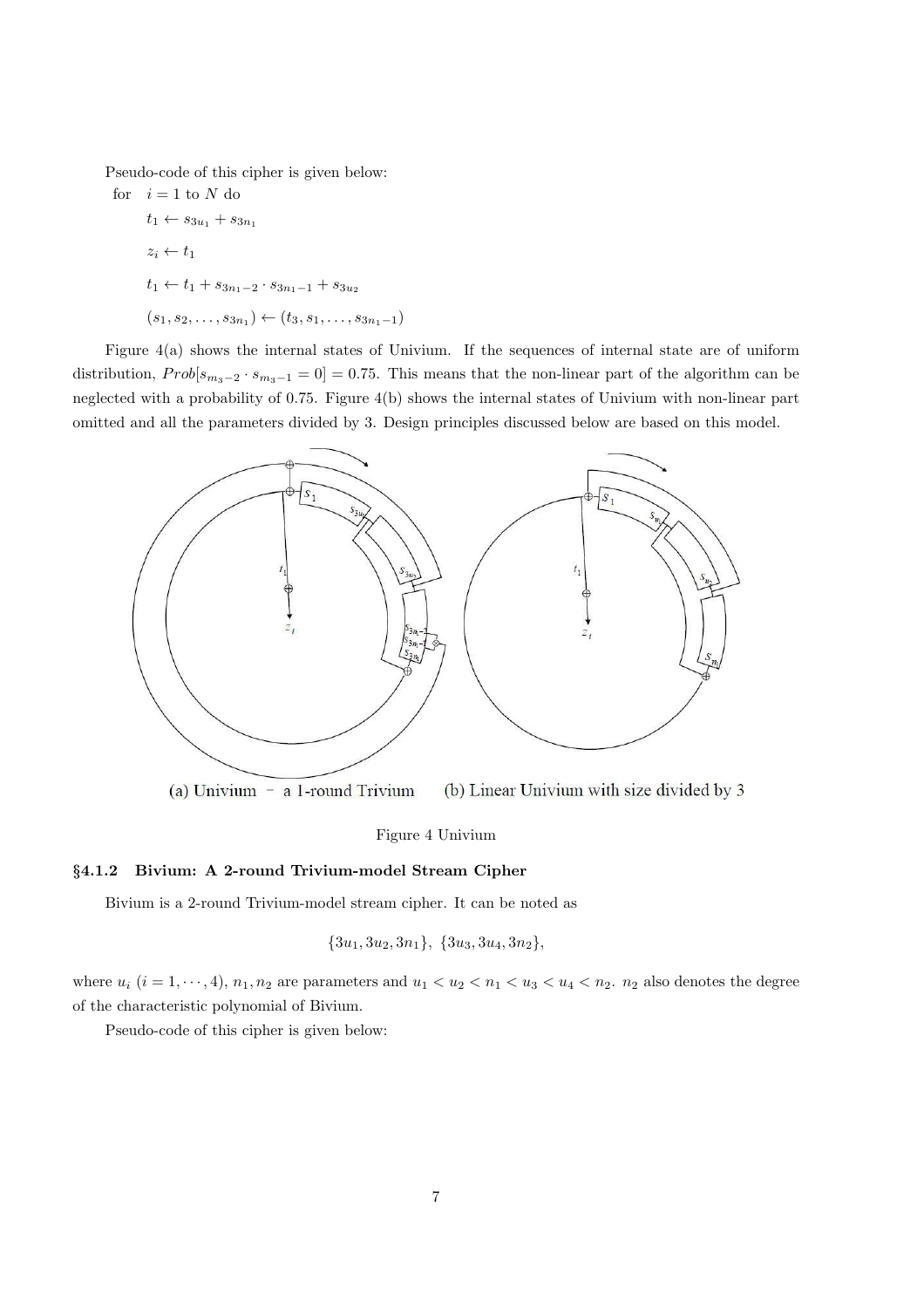Pseudo-code of this cipher is given below:

for $i = 1$ to $N$ do

$t_1 \leftarrow s_{3u_1} + s_{3n_1}$

$z_i \leftarrow t_1$

$t_1 \leftarrow t_1 + s_{3n_1-2} \cdot s_{3n_1-1} + s_{3u_2}$

$(s_1, s_2, \ldots, s_{3n_1}) \leftarrow (t_3, s_1, \ldots, s_{3n_1-1})$

Figure 4(a) shows the internal states of Univium. If the sequences of internal state are of uniform distribution, $Prob[s_{m_3-2} \cdot s_{m_3-1} = 0] = 0.75$. This means that the non-linear part of the algorithm can be neglected with a probability of 0.75. Figure 4(b) shows the internal states of Univium with non-linear part omitted and all the parameters divided by 3. Design principles discussed below are based on this model.

(a) Univium – a 1-round Trivium (b) Linear Univium with size divided by 3

Figure 4 Univium

### §4.1.2 Bivium: A 2-round Trivium-model Stream Cipher

Bivium is a 2-round Trivium-model stream cipher. It can be noted as

$$\{3u_1, 3u_2, 3n_1\},\ \{3u_3, 3u_4, 3n_2\},$$

where $u_i$ $(i = 1, \cdots, 4)$, $n_1, n_2$ are parameters and $u_1 < u_2 < n_1 < u_3 < u_4 < n_2$. $n_2$ also denotes the degree of the characteristic polynomial of Bivium.

Pseudo-code of this cipher is given below: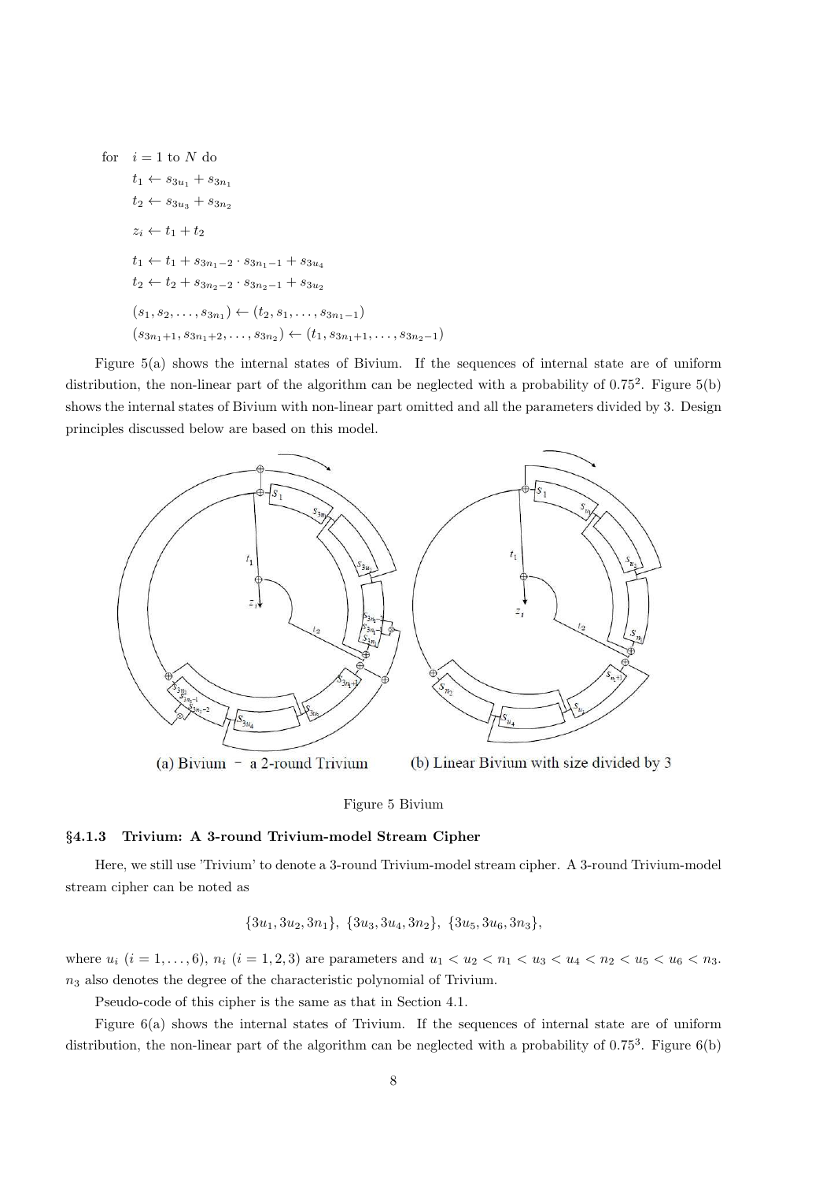for $i = 1$ to $N$ do

$t_1 \leftarrow s_{3u_1} + s_{3n_1}$

$t_2 \leftarrow s_{3u_3} + s_{3n_2}$

$z_i \leftarrow t_1 + t_2$

$t_1 \leftarrow t_1 + s_{3n_1-2} \cdot s_{3n_1-1} + s_{3u_4}$

$t_2 \leftarrow t_2 + s_{3n_2-2} \cdot s_{3n_2-1} + s_{3u_2}$

$(s_1, s_2, \ldots, s_{3n_1}) \leftarrow (t_2, s_1, \ldots, s_{3n_1-1})$

$(s_{3n_1+1}, s_{3n_1+2}, \ldots, s_{3n_2}) \leftarrow (t_1, s_{3n_1+1}, \ldots, s_{3n_2-1})$

Figure 5(a) shows the internal states of Bivium. If the sequences of internal state are of uniform distribution, the non-linear part of the algorithm can be neglected with a probability of $0.75^2$. Figure 5(b) shows the internal states of Bivium with non-linear part omitted and all the parameters divided by 3. Design principles discussed below are based on this model.

(a) Bivium – a 2-round Trivium (b) Linear Bivium with size divided by 3

Figure 5 Bivium

### §4.1.3 Trivium: A 3-round Trivium-model Stream Cipher

Here, we still use 'Trivium' to denote a 3-round Trivium-model stream cipher. A 3-round Trivium-model stream cipher can be noted as

$$\{3u_1, 3u_2, 3n_1\},\ \{3u_3, 3u_4, 3n_2\},\ \{3u_5, 3u_6, 3n_3\},$$

where $u_i$ $(i = 1, \ldots, 6)$, $n_i$ $(i = 1, 2, 3)$ are parameters and $u_1 < u_2 < n_1 < u_3 < u_4 < n_2 < u_5 < u_6 < n_3$. $n_3$ also denotes the degree of the characteristic polynomial of Trivium.

Pseudo-code of this cipher is the same as that in Section 4.1.

Figure 6(a) shows the internal states of Trivium. If the sequences of internal state are of uniform distribution, the non-linear part of the algorithm can be neglected with a probability of $0.75^3$. Figure 6(b)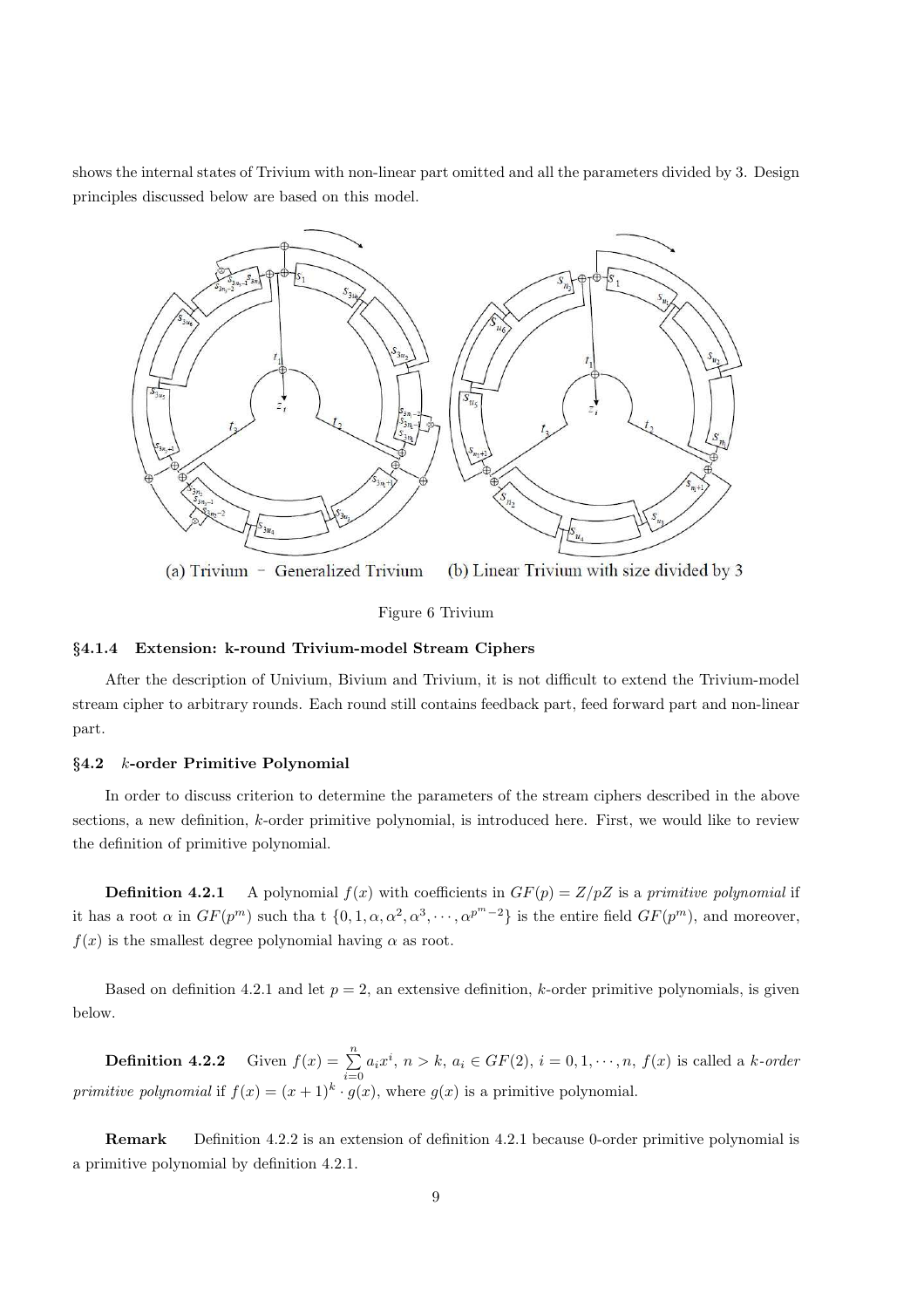shows the internal states of Trivium with non-linear part omitted and all the parameters divided by 3. Design principles discussed below are based on this model.

(a) Trivium – Generalized Trivium (b) Linear Trivium with size divided by 3

Figure 6 Trivium

### §4.1.4 Extension: k-round Trivium-model Stream Ciphers

After the description of Univium, Bivium and Trivium, it is not difficult to extend the Trivium-model stream cipher to arbitrary rounds. Each round still contains feedback part, feed forward part and non-linear part.

## §4.2 $k$-order Primitive Polynomial

In order to discuss criterion to determine the parameters of the stream ciphers described in the above sections, a new definition, $k$-order primitive polynomial, is introduced here. First, we would like to review the definition of primitive polynomial.

**Definition 4.2.1** A polynomial $f(x)$ with coefficients in $GF(p) = Z/pZ$ is a *primitive polynomial* if it has a root $\alpha$ in $GF(p^m)$ such tha t $\{0, 1, \alpha, \alpha^2, \alpha^3, \cdots, \alpha^{p^m-2}\}$ is the entire field $GF(p^m)$, and moreover, $f(x)$ is the smallest degree polynomial having $\alpha$ as root.

Based on definition 4.2.1 and let $p = 2$, an extensive definition, $k$-order primitive polynomials, is given below.

**Definition 4.2.2** Given $f(x) = \sum_{i=0}^{n} a_i x^i$, $n > k$, $a_i \in GF(2)$, $i = 0, 1, \cdots, n$, $f(x)$ is called a *k-order primitive polynomial* if $f(x) = (x+1)^k \cdot g(x)$, where $g(x)$ is a primitive polynomial.

**Remark** Definition 4.2.2 is an extension of definition 4.2.1 because 0-order primitive polynomial is a primitive polynomial by definition 4.2.1.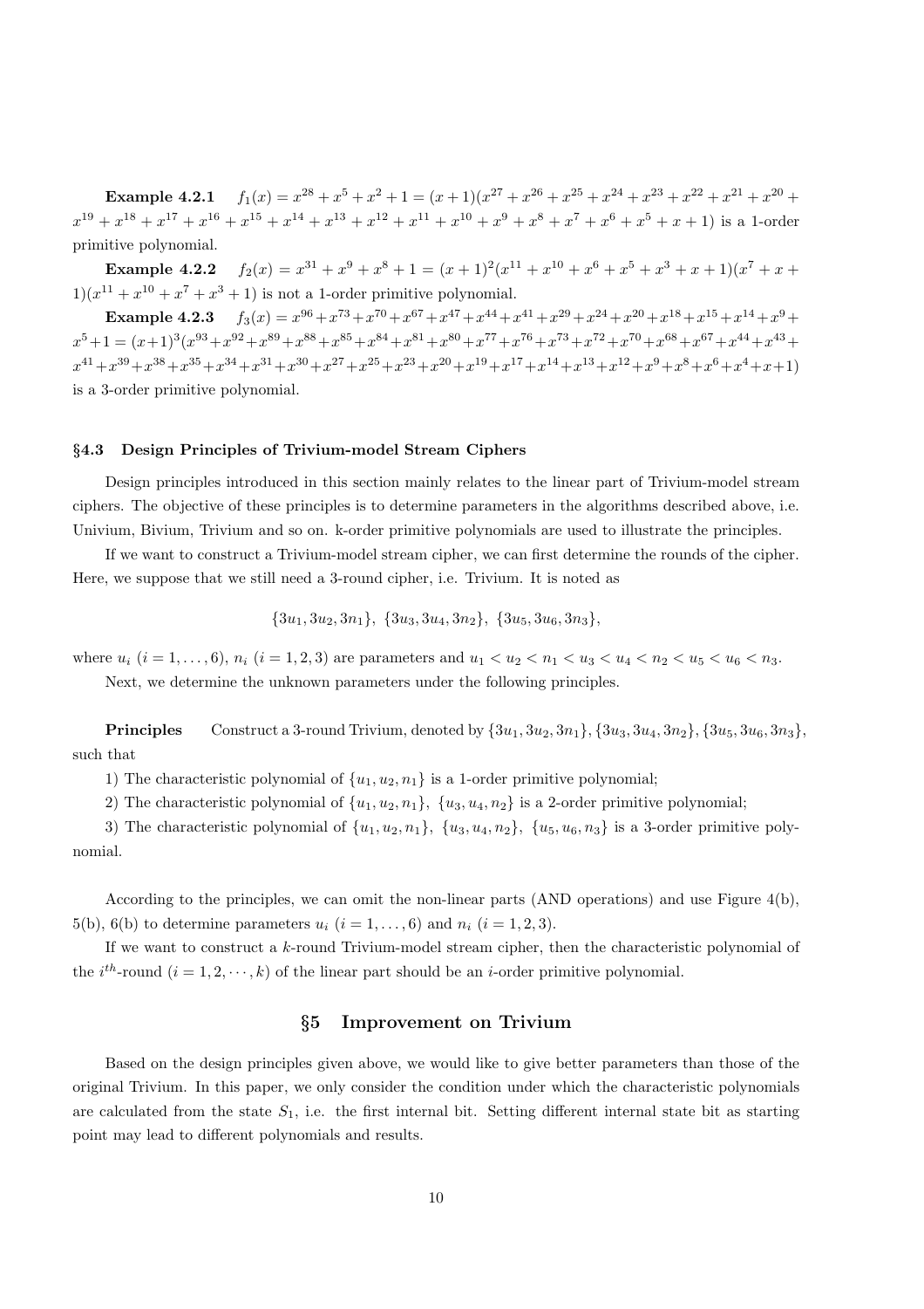**Example 4.2.1** $f_1(x) = x^{28} + x^5 + x^2 + 1 = (x+1)(x^{27} + x^{26} + x^{25} + x^{24} + x^{23} + x^{22} + x^{21} + x^{20} + x^{19} + x^{18} + x^{17} + x^{16} + x^{15} + x^{14} + x^{13} + x^{12} + x^{11} + x^{10} + x^9 + x^8 + x^7 + x^6 + x^5 + x + 1)$ is a 1-order primitive polynomial.

**Example 4.2.2** $f_2(x) = x^{31} + x^9 + x^8 + 1 = (x+1)^2(x^{11} + x^{10} + x^6 + x^5 + x^3 + x + 1)(x^7 + x + 1)(x^{11} + x^{10} + x^7 + x^3 + 1)$ is not a 1-order primitive polynomial.

**Example 4.2.3** $f_3(x) = x^{96} + x^{73} + x^{70} + x^{67} + x^{47} + x^{44} + x^{41} + x^{29} + x^{24} + x^{20} + x^{18} + x^{15} + x^{14} + x^9 + x^5 + 1 = (x+1)^3(x^{93} + x^{92} + x^{89} + x^{88} + x^{85} + x^{84} + x^{81} + x^{80} + x^{77} + x^{76} + x^{73} + x^{72} + x^{70} + x^{68} + x^{67} + x^{44} + x^{43} + x^{41} + x^{39} + x^{38} + x^{35} + x^{34} + x^{31} + x^{30} + x^{27} + x^{25} + x^{23} + x^{20} + x^{19} + x^{17} + x^{14} + x^{13} + x^{12} + x^9 + x^8 + x^6 + x^4 + x + 1)$ is a 3-order primitive polynomial.

### §4.3 Design Principles of Trivium-model Stream Ciphers

Design principles introduced in this section mainly relates to the linear part of Trivium-model stream ciphers. The objective of these principles is to determine parameters in the algorithms described above, i.e. Univium, Bivium, Trivium and so on. k-order primitive polynomials are used to illustrate the principles.

If we want to construct a Trivium-model stream cipher, we can first determine the rounds of the cipher. Here, we suppose that we still need a 3-round cipher, i.e. Trivium. It is noted as

$$\{3u_1, 3u_2, 3n_1\},\ \{3u_3, 3u_4, 3n_2\},\ \{3u_5, 3u_6, 3n_3\},$$

where $u_i$ $(i = 1, \ldots, 6)$, $n_i$ $(i = 1, 2, 3)$ are parameters and $u_1 < u_2 < n_1 < u_3 < u_4 < n_2 < u_5 < u_6 < n_3$.

Next, we determine the unknown parameters under the following principles.

**Principles** Construct a 3-round Trivium, denoted by $\{3u_1, 3u_2, 3n_1\}, \{3u_3, 3u_4, 3n_2\}, \{3u_5, 3u_6, 3n_3\}$, such that

1) The characteristic polynomial of $\{u_1, u_2, n_1\}$ is a 1-order primitive polynomial;

2) The characteristic polynomial of $\{u_1, u_2, n_1\},\ \{u_3, u_4, n_2\}$ is a 2-order primitive polynomial;

3) The characteristic polynomial of $\{u_1, u_2, n_1\},\ \{u_3, u_4, n_2\},\ \{u_5, u_6, n_3\}$ is a 3-order primitive polynomial.

According to the principles, we can omit the non-linear parts (AND operations) and use Figure 4(b), 5(b), 6(b) to determine parameters $u_i$ $(i = 1, \ldots, 6)$ and $n_i$ $(i = 1, 2, 3)$.

If we want to construct a $k$-round Trivium-model stream cipher, then the characteristic polynomial of the $i^{th}$-round $(i = 1, 2, \cdots, k)$ of the linear part should be an $i$-order primitive polynomial.

## §5 Improvement on Trivium

Based on the design principles given above, we would like to give better parameters than those of the original Trivium. In this paper, we only consider the condition under which the characteristic polynomials are calculated from the state $S_1$, i.e. the first internal bit. Setting different internal state bit as starting point may lead to different polynomials and results.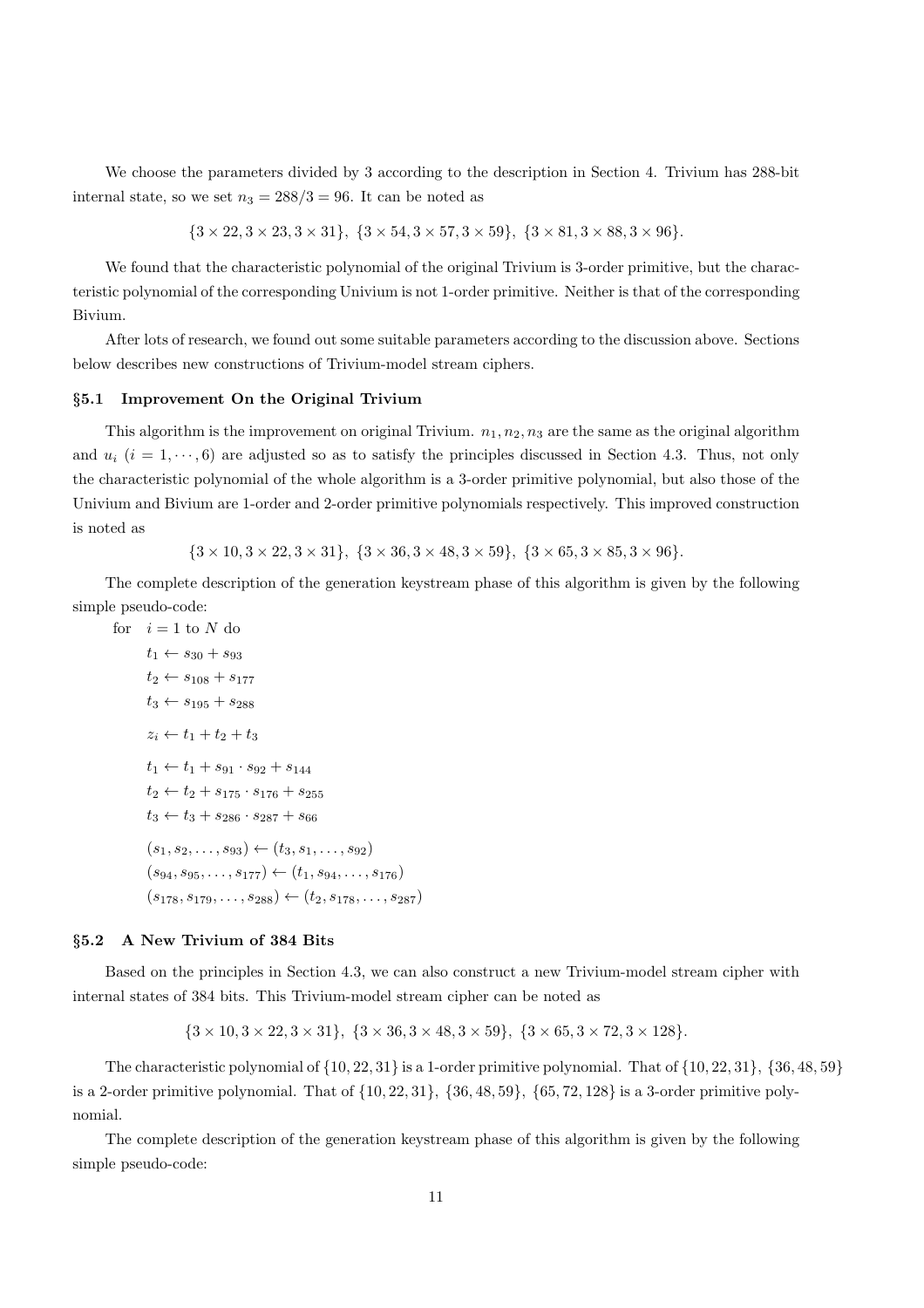We choose the parameters divided by 3 according to the description in Section 4. Trivium has 288-bit internal state, so we set $n_3 = 288/3 = 96$. It can be noted as

$$\{3 \times 22, 3 \times 23, 3 \times 31\},\ \{3 \times 54, 3 \times 57, 3 \times 59\},\ \{3 \times 81, 3 \times 88, 3 \times 96\}.$$

We found that the characteristic polynomial of the original Trivium is 3-order primitive, but the characteristic polynomial of the corresponding Univium is not 1-order primitive. Neither is that of the corresponding Bivium.

After lots of research, we found out some suitable parameters according to the discussion above. Sections below describes new constructions of Trivium-model stream ciphers.

### §5.1 Improvement On the Original Trivium

This algorithm is the improvement on original Trivium. $n_1, n_2, n_3$ are the same as the original algorithm and $u_i$ $(i = 1, \cdots, 6)$ are adjusted so as to satisfy the principles discussed in Section 4.3. Thus, not only the characteristic polynomial of the whole algorithm is a 3-order primitive polynomial, but also those of the Univium and Bivium are 1-order and 2-order primitive polynomials respectively. This improved construction is noted as

$$\{3 \times 10, 3 \times 22, 3 \times 31\},\ \{3 \times 36, 3 \times 48, 3 \times 59\},\ \{3 \times 65, 3 \times 85, 3 \times 96\}.$$

The complete description of the generation keystream phase of this algorithm is given by the following simple pseudo-code:

for $i = 1$ to $N$ do

$t_1 \leftarrow s_{30} + s_{93}$

$t_2 \leftarrow s_{108} + s_{177}$

$t_3 \leftarrow s_{195} + s_{288}$

$z_i \leftarrow t_1 + t_2 + t_3$

$t_1 \leftarrow t_1 + s_{91} \cdot s_{92} + s_{144}$

$t_2 \leftarrow t_2 + s_{175} \cdot s_{176} + s_{255}$

$t_3 \leftarrow t_3 + s_{286} \cdot s_{287} + s_{66}$

$(s_1, s_2, \ldots, s_{93}) \leftarrow (t_3, s_1, \ldots, s_{92})$

$(s_{94}, s_{95}, \ldots, s_{177}) \leftarrow (t_1, s_{94}, \ldots, s_{176})$

$(s_{178}, s_{179}, \ldots, s_{288}) \leftarrow (t_2, s_{178}, \ldots, s_{287})$

### §5.2 A New Trivium of 384 Bits

Based on the principles in Section 4.3, we can also construct a new Trivium-model stream cipher with internal states of 384 bits. This Trivium-model stream cipher can be noted as

$$\{3 \times 10, 3 \times 22, 3 \times 31\},\ \{3 \times 36, 3 \times 48, 3 \times 59\},\ \{3 \times 65, 3 \times 72, 3 \times 128\}.$$

The characteristic polynomial of $\{10, 22, 31\}$ is a 1-order primitive polynomial. That of $\{10, 22, 31\}$, $\{36, 48, 59\}$ is a 2-order primitive polynomial. That of $\{10, 22, 31\}$, $\{36, 48, 59\}$, $\{65, 72, 128\}$ is a 3-order primitive polynomial.

The complete description of the generation keystream phase of this algorithm is given by the following simple pseudo-code: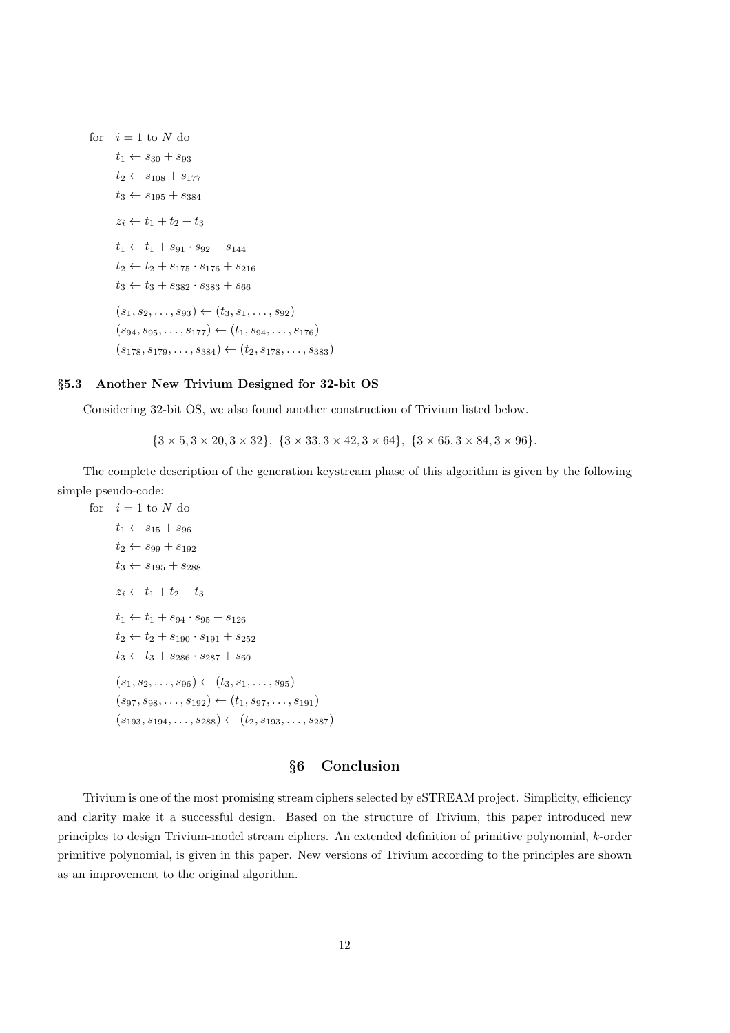for $\quad i = 1$ to $N$ do

$t_1 \leftarrow s_{30} + s_{93}$

$t_2 \leftarrow s_{108} + s_{177}$

$t_3 \leftarrow s_{195} + s_{384}$

$z_i \leftarrow t_1 + t_2 + t_3$

$t_1 \leftarrow t_1 + s_{91} \cdot s_{92} + s_{144}$

$t_2 \leftarrow t_2 + s_{175} \cdot s_{176} + s_{216}$

$t_3 \leftarrow t_3 + s_{382} \cdot s_{383} + s_{66}$

$(s_1, s_2, \ldots, s_{93}) \leftarrow (t_3, s_1, \ldots, s_{92})$

$(s_{94}, s_{95}, \ldots, s_{177}) \leftarrow (t_1, s_{94}, \ldots, s_{176})$

$(s_{178}, s_{179}, \ldots, s_{384}) \leftarrow (t_2, s_{178}, \ldots, s_{383})$

### §5.3 Another New Trivium Designed for 32-bit OS

Considering 32-bit OS, we also found another construction of Trivium listed below.

$$\{3 \times 5, 3 \times 20, 3 \times 32\},\ \{3 \times 33, 3 \times 42, 3 \times 64\},\ \{3 \times 65, 3 \times 84, 3 \times 96\}.$$

The complete description of the generation keystream phase of this algorithm is given by the following simple pseudo-code:

for $\quad i = 1$ to $N$ do

$t_1 \leftarrow s_{15} + s_{96}$

$t_2 \leftarrow s_{99} + s_{192}$

$t_3 \leftarrow s_{195} + s_{288}$

$z_i \leftarrow t_1 + t_2 + t_3$

$t_1 \leftarrow t_1 + s_{94} \cdot s_{95} + s_{126}$

$t_2 \leftarrow t_2 + s_{190} \cdot s_{191} + s_{252}$

$t_3 \leftarrow t_3 + s_{286} \cdot s_{287} + s_{60}$

$(s_1, s_2, \ldots, s_{96}) \leftarrow (t_3, s_1, \ldots, s_{95})$

$(s_{97}, s_{98}, \ldots, s_{192}) \leftarrow (t_1, s_{97}, \ldots, s_{191})$

$(s_{193}, s_{194}, \ldots, s_{288}) \leftarrow (t_2, s_{193}, \ldots, s_{287})$

## §6 Conclusion

Trivium is one of the most promising stream ciphers selected by eSTREAM project. Simplicity, efficiency and clarity make it a successful design. Based on the structure of Trivium, this paper introduced new principles to design Trivium-model stream ciphers. An extended definition of primitive polynomial, $k$-order primitive polynomial, is given in this paper. New versions of Trivium according to the principles are shown as an improvement to the original algorithm.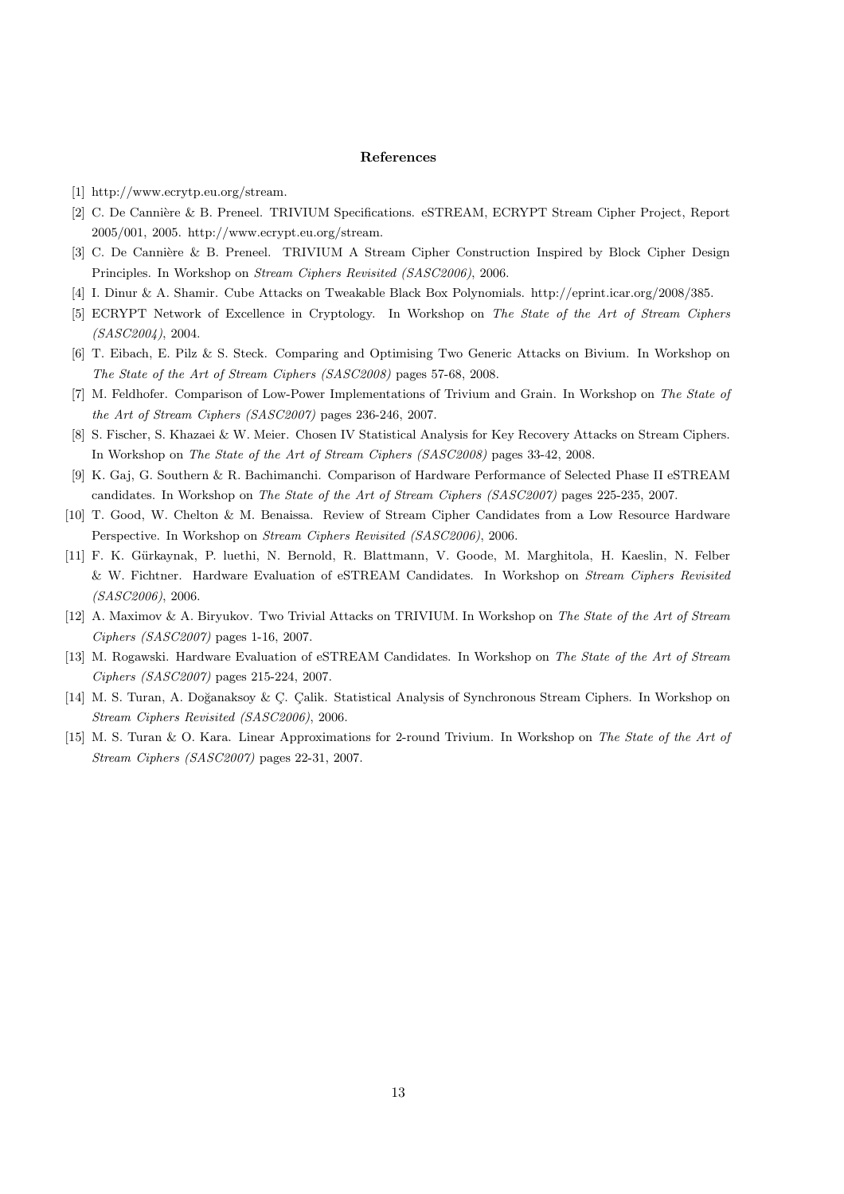## References

[1] http://www.ecrytp.eu.org/stream.

[2] C. De Cannière & B. Preneel. TRIVIUM Specifications. eSTREAM, ECRYPT Stream Cipher Project, Report 2005/001, 2005. http://www.ecrypt.eu.org/stream.

[3] C. De Cannière & B. Preneel. TRIVIUM A Stream Cipher Construction Inspired by Block Cipher Design Principles. In Workshop on *Stream Ciphers Revisited (SASC2006)*, 2006.

[4] I. Dinur & A. Shamir. Cube Attacks on Tweakable Black Box Polynomials. http://eprint.icar.org/2008/385.

[5] ECRYPT Network of Excellence in Cryptology. In Workshop on *The State of the Art of Stream Ciphers (SASC2004)*, 2004.

[6] T. Eibach, E. Pilz & S. Steck. Comparing and Optimising Two Generic Attacks on Bivium. In Workshop on *The State of the Art of Stream Ciphers (SASC2008)* pages 57-68, 2008.

[7] M. Feldhofer. Comparison of Low-Power Implementations of Trivium and Grain. In Workshop on *The State of the Art of Stream Ciphers (SASC2007)* pages 236-246, 2007.

[8] S. Fischer, S. Khazaei & W. Meier. Chosen IV Statistical Analysis for Key Recovery Attacks on Stream Ciphers. In Workshop on *The State of the Art of Stream Ciphers (SASC2008)* pages 33-42, 2008.

[9] K. Gaj, G. Southern & R. Bachimanchi. Comparison of Hardware Performance of Selected Phase II eSTREAM candidates. In Workshop on *The State of the Art of Stream Ciphers (SASC2007)* pages 225-235, 2007.

[10] T. Good, W. Chelton & M. Benaissa. Review of Stream Cipher Candidates from a Low Resource Hardware Perspective. In Workshop on *Stream Ciphers Revisited (SASC2006)*, 2006.

[11] F. K. Gürkaynak, P. luethi, N. Bernold, R. Blattmann, V. Goode, M. Marghitola, H. Kaeslin, N. Felber & W. Fichtner. Hardware Evaluation of eSTREAM Candidates. In Workshop on *Stream Ciphers Revisited (SASC2006)*, 2006.

[12] A. Maximov & A. Biryukov. Two Trivial Attacks on TRIVIUM. In Workshop on *The State of the Art of Stream Ciphers (SASC2007)* pages 1-16, 2007.

[13] M. Rogawski. Hardware Evaluation of eSTREAM Candidates. In Workshop on *The State of the Art of Stream Ciphers (SASC2007)* pages 215-224, 2007.

[14] M. S. Turan, A. Doğanaksoy & Ç. Çalik. Statistical Analysis of Synchronous Stream Ciphers. In Workshop on *Stream Ciphers Revisited (SASC2006)*, 2006.

[15] M. S. Turan & O. Kara. Linear Approximations for 2-round Trivium. In Workshop on *The State of the Art of Stream Ciphers (SASC2007)* pages 22-31, 2007.